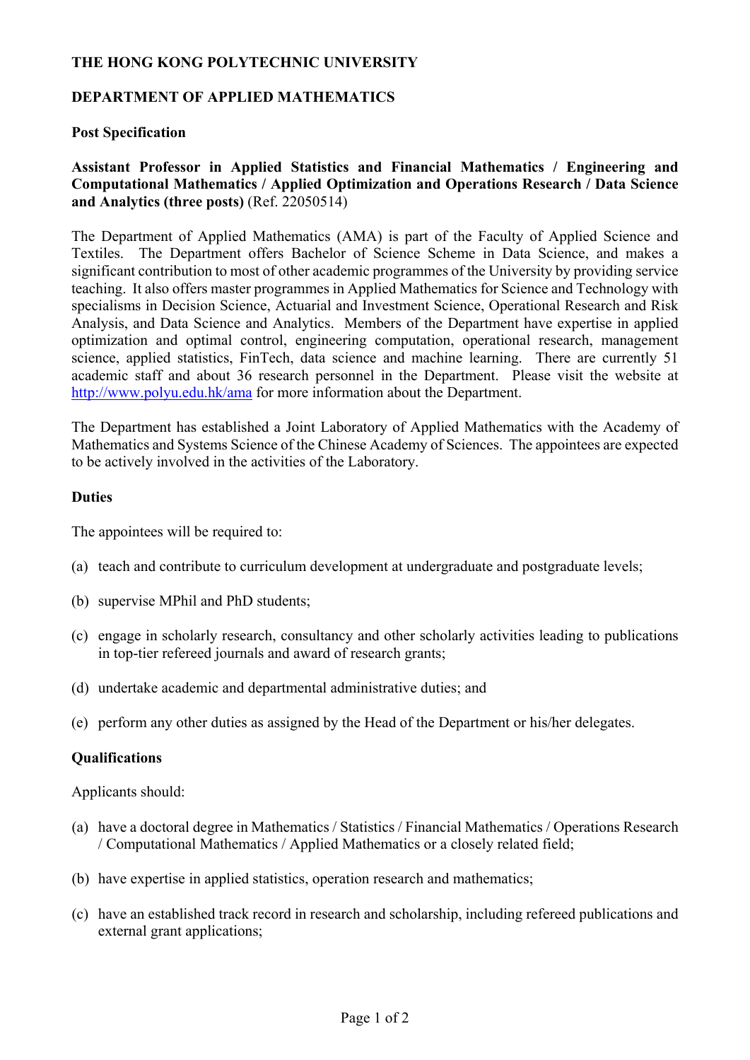**THE HONG KONG POLYTECHNIC UNIVERSITY**

**DEPARTMENT OF APPLIED MATHEMATICS**

**Post Specification**

**Assistant Professor in Applied Statistics and Financial Mathematics / Engineering and Computational Mathematics / Applied Optimization and Operations Research / Data Science and Analytics (three posts)** (Ref. 22050514)

The Department of Applied Mathematics (AMA) is part of the Faculty of Applied Science and Textiles. The Department offers Bachelor of Science Scheme in Data Science, and makes a significant contribution to most of other academic programmes of the University by providing service teaching. It also offers master programmes in Applied Mathematics for Science and Technology with specialisms in Decision Science, Actuarial and Investment Science, Operational Research and Risk Analysis, and Data Science and Analytics. Members of the Department have expertise in applied optimization and optimal control, engineering computation, operational research, management science, applied statistics, FinTech, data science and machine learning. There are currently 51 academic staff and about 36 research personnel in the Department. Please visit the website at http://www.polyu.edu.hk/ama for more information about the Department.

The Department has established a Joint Laboratory of Applied Mathematics with the Academy of Mathematics and Systems Science of the Chinese Academy of Sciences. The appointees are expected to be actively involved in the activities of the Laboratory.

**Duties**

The appointees will be required to:

(a) teach and contribute to curriculum development at undergraduate and postgraduate levels;

(b) supervise MPhil and PhD students;

(c) engage in scholarly research, consultancy and other scholarly activities leading to publications in top-tier refereed journals and award of research grants;

(d) undertake academic and departmental administrative duties; and

(e) perform any other duties as assigned by the Head of the Department or his/her delegates.

**Qualifications**

Applicants should:

(a) have a doctoral degree in Mathematics / Statistics / Financial Mathematics / Operations Research / Computational Mathematics / Applied Mathematics or a closely related field;

(b) have expertise in applied statistics, operation research and mathematics;

(c) have an established track record in research and scholarship, including refereed publications and external grant applications;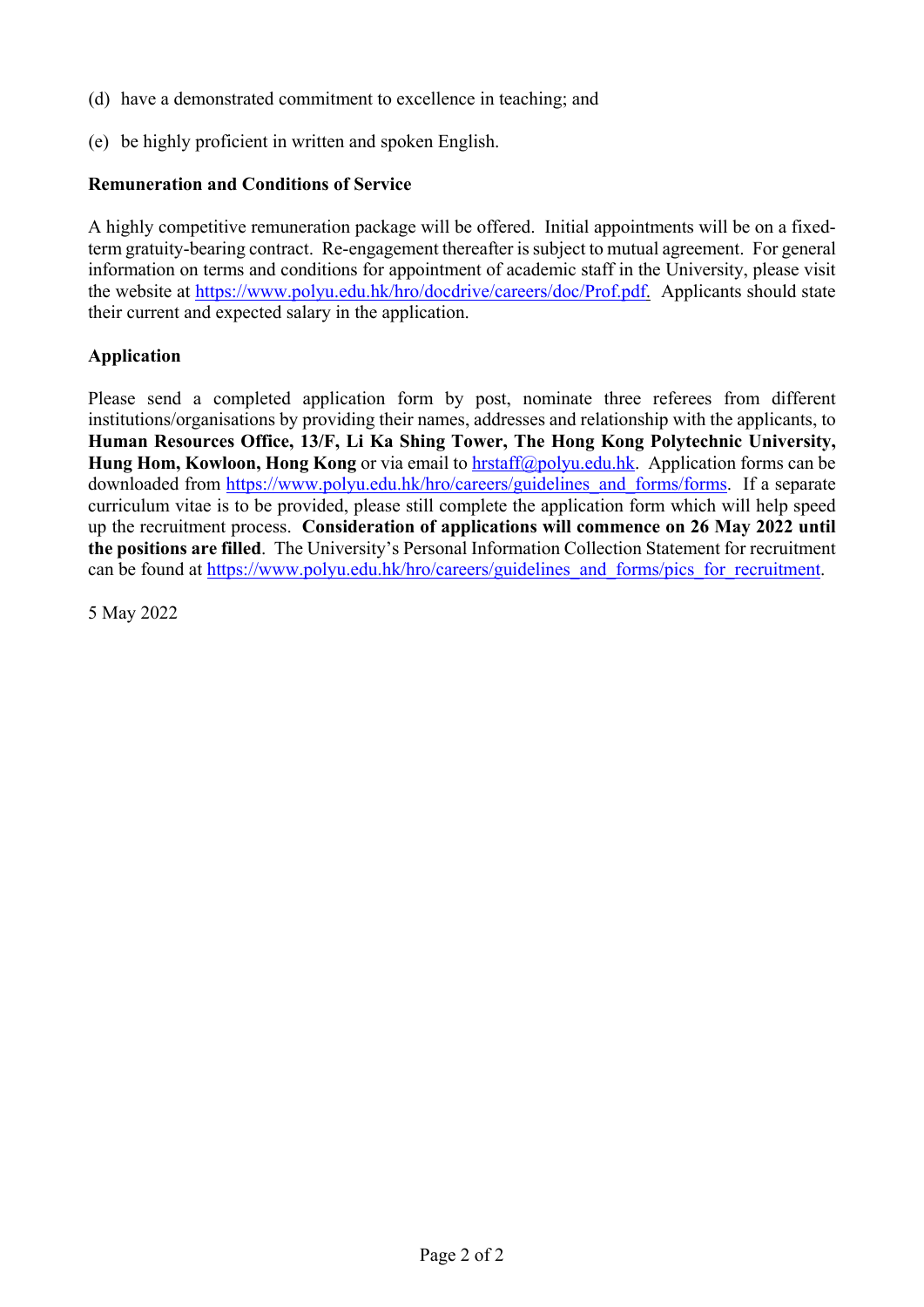(d) have a demonstrated commitment to excellence in teaching; and

(e) be highly proficient in written and spoken English.

**Remuneration and Conditions of Service**

A highly competitive remuneration package will be offered. Initial appointments will be on a fixed-term gratuity-bearing contract. Re-engagement thereafter is subject to mutual agreement. For general information on terms and conditions for appointment of academic staff in the University, please visit the website at https://www.polyu.edu.hk/hro/docdrive/careers/doc/Prof.pdf. Applicants should state their current and expected salary in the application.

**Application**

Please send a completed application form by post, nominate three referees from different institutions/organisations by providing their names, addresses and relationship with the applicants, to **Human Resources Office, 13/F, Li Ka Shing Tower, The Hong Kong Polytechnic University, Hung Hom, Kowloon, Hong Kong** or via email to hrstaff@polyu.edu.hk. Application forms can be downloaded from https://www.polyu.edu.hk/hro/careers/guidelines_and_forms/forms. If a separate curriculum vitae is to be provided, please still complete the application form which will help speed up the recruitment process. **Consideration of applications will commence on 26 May 2022 until the positions are filled**. The University's Personal Information Collection Statement for recruitment can be found at https://www.polyu.edu.hk/hro/careers/guidelines_and_forms/pics_for_recruitment.

5 May 2022